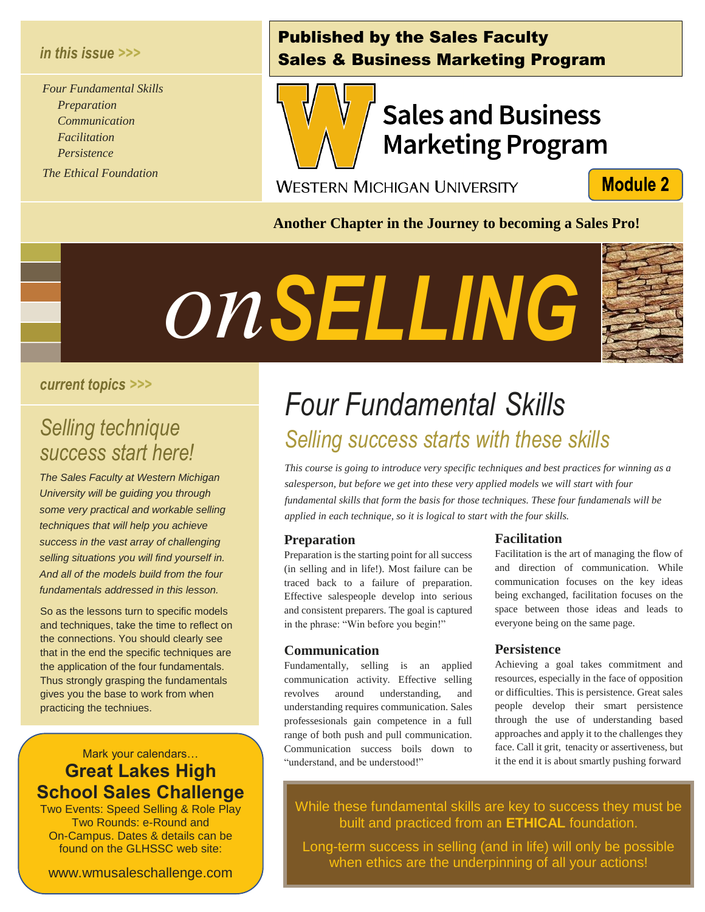*in this issue >>>*

*Four Fundamental Skills*
*Preparation*
*Communication*
*Facilitation*
*Persistence*
*The Ethical Foundation*

**Published by the Sales Faculty**
**Sales & Business Marketing Program**

Sales and Business Marketing Program

WESTERN MICHIGAN UNIVERSITY

**Module 2**

**Another Chapter in the Journey to becoming a Sales Pro!**

# *on* **SELLING**

*current topics >>>*

## *Selling technique success start here!*

*The Sales Faculty at Western Michigan University will be guiding you through some very practical and workable selling techniques that will help you achieve success in the vast array of challenging selling situations you will find yourself in. And all of the models build from the four fundamentals addressed in this lesson.*

So as the lessons turn to specific models and techniques, take the time to reflect on the connections. You should clearly see that in the end the specific techniques are the application of the four fundamentals. Thus strongly grasping the fundamentals gives you the base to work from when practicing the techniues.

Mark your calendars…
**Great Lakes High School Sales Challenge**
Two Events: Speed Selling & Role Play
Two Rounds: e-Round and On-Campus. Dates & details can be found on the GLHSSC web site:

www.wmusaleschallenge.com

# *Four Fundamental Skills*

## *Selling success starts with these skills*

*This course is going to introduce very specific techniques and best practices for winning as a salesperson, but before we get into these very applied models we will start with four fundamental skills that form the basis for those techniques. These four fundamenals will be applied in each technique, so it is logical to start with the four skills.*

### Preparation

Preparation is the starting point for all success (in selling and in life!). Most failure can be traced back to a failure of preparation. Effective salespeople develop into serious and consistent preparers. The goal is captured in the phrase: "Win before you begin!"

### Communication

Fundamentally, selling is an applied communication activity. Effective selling revolves around understanding, and understanding requires communication. Sales professesionals gain competence in a full range of both push and pull communication. Communication success boils down to "understand, and be understood!"

### Facilitation

Facilitation is the art of managing the flow of and direction of communication. While communication focuses on the key ideas being exchanged, facilitation focuses on the space between those ideas and leads to everyone being on the same page.

### Persistence

Achieving a goal takes commitment and resources, especially in the face of opposition or difficulties. This is persistence. Great sales people develop their smart persistence through the use of understanding based approaches and apply it to the challenges they face. Call it grit, tenacity or assertiveness, but it the end it is about smartly pushing forward

While these fundamental skills are key to success they must be built and practiced from an **ETHICAL** foundation.

Long-term success in selling (and in life) will only be possible when ethics are the underpinning of all your actions!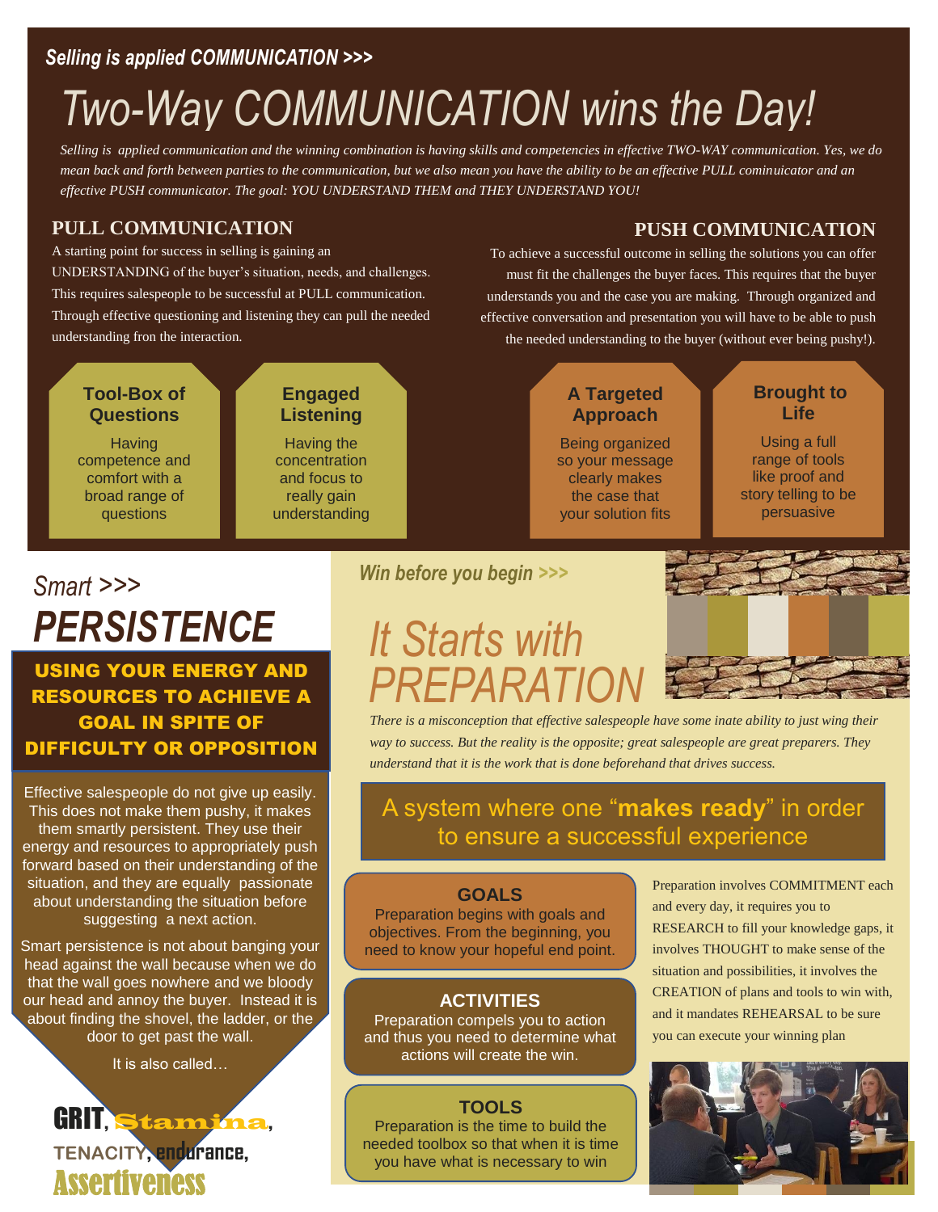*Selling is applied COMMUNICATION >>>*

# *Two-Way COMMUNICATION wins the Day!*

*Selling is applied communication and the winning combination is having skills and competencies in effective TWO-WAY communication. Yes, we do mean back and forth between parties to the communication, but we also mean you have the ability to be an effective PULL cominuicator and an effective PUSH communicator. The goal: YOU UNDERSTAND THEM and THEY UNDERSTAND YOU!*

## PULL COMMUNICATION

A starting point for success in selling is gaining an UNDERSTANDING of the buyer's situation, needs, and challenges. This requires salespeople to be successful at PULL communication. Through effective questioning and listening they can pull the needed understanding fron the interaction.

### Tool-Box of Questions

Having competence and comfort with a broad range of questions

### Engaged Listening

Having the concentration and focus to really gain understanding

## PUSH COMMUNICATION

To achieve a successful outcome in selling the solutions you can offer must fit the challenges the buyer faces. This requires that the buyer understands you and the case you are making. Through organized and effective conversation and presentation you will have to be able to push the needed understanding to the buyer (without ever being pushy!).

### A Targeted Approach

Being organized so your message clearly makes the case that your solution fits

### Brought to Life

Using a full range of tools like proof and story telling to be persuasive

*Smart >>>*

# *PERSISTENCE*

**USING YOUR ENERGY AND RESOURCES TO ACHIEVE A GOAL IN SPITE OF DIFFICULTY OR OPPOSITION**

Effective salespeople do not give up easily. This does not make them pushy, it makes them smartly persistent. They use their energy and resources to appropriately push forward based on their understanding of the situation, and they are equally passionate about understanding the situation before suggesting a next action.

Smart persistence is not about banging your head against the wall because when we do that the wall goes nowhere and we bloody our head and annoy the buyer. Instead it is about finding the shovel, the ladder, or the door to get past the wall.

It is also called…

**GRIT**, **Stamina**, **TENACITY**, **endurance**, **Assertiveness**

*Win before you begin >>>*

# *It Starts with PREPARATION*

*There is a misconception that effective salespeople have some inate ability to just wing their way to success. But the reality is the opposite; great salespeople are great preparers. They understand that it is the work that is done beforehand that drives success.*

A system where one "**makes ready**" in order to ensure a successful experience

### GOALS

Preparation begins with goals and objectives. From the beginning, you need to know your hopeful end point.

### ACTIVITIES

Preparation compels you to action and thus you need to determine what actions will create the win.

### TOOLS

Preparation is the time to build the needed toolbox so that when it is time you have what is necessary to win

Preparation involves COMMITMENT each and every day, it requires you to RESEARCH to fill your knowledge gaps, it involves THOUGHT to make sense of the situation and possibilities, it involves the CREATION of plans and tools to win with, and it mandates REHEARSAL to be sure you can execute your winning plan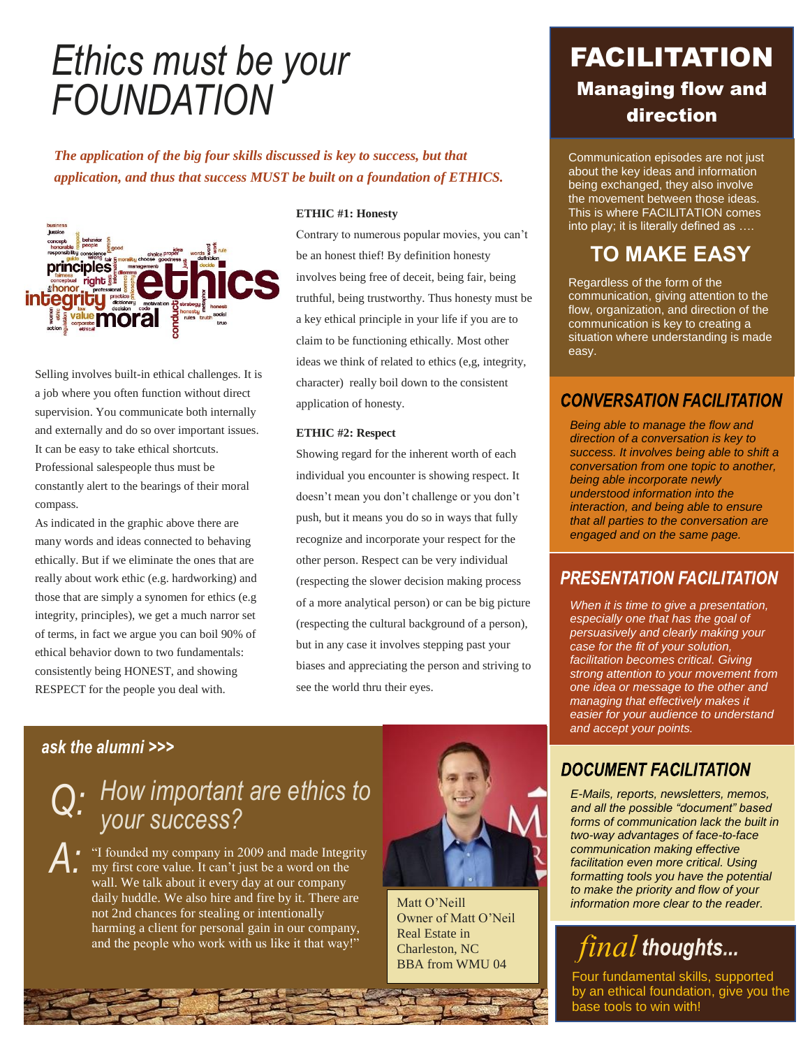# Ethics must be your FOUNDATION

***The application of the big four skills discussed is key to success, but that application, and thus that success MUST be built on a foundation of ETHICS.***

Selling involves built-in ethical challenges. It is a job where you often function without direct supervision. You communicate both internally and externally and do so over important issues. It can be easy to take ethical shortcuts. Professional salespeople thus must be constantly alert to the bearings of their moral compass.

As indicated in the graphic above there are many words and ideas connected to behaving ethically. But if we eliminate the ones that are really about work ethic (e.g. hardworking) and those that are simply a synomen for ethics (e.g integrity, principles), we get a much narror set of terms, in fact we argue you can boil 90% of ethical behavior down to two fundamentals: consistently being HONEST, and showing RESPECT for the people you deal with.

**ETHIC #1: Honesty**

Contrary to numerous popular movies, you can't be an honest thief! By definition honesty involves being free of deceit, being fair, being truthful, being trustworthy. Thus honesty must be a key ethical principle in your life if you are to claim to be functioning ethically. Most other ideas we think of related to ethics (e,g, integrity, character) really boil down to the consistent application of honesty.

**ETHIC #2: Respect**

Showing regard for the inherent worth of each individual you encounter is showing respect. It doesn't mean you don't challenge or you don't push, but it means you do so in ways that fully recognize and incorporate your respect for the other person. Respect can be very individual (respecting the slower decision making process of a more analytical person) or can be big picture (respecting the cultural background of a person), but in any case it involves stepping past your biases and appreciating the person and striving to see the world thru their eyes.

### ask the alumni >>>

**Q:** *How important are ethics to your success?*

**A:** "I founded my company in 2009 and made Integrity my first core value. It can't just be a word on the wall. We talk about it every day at our company daily huddle. We also hire and fire by it. There are not 2nd chances for stealing or intentionally harming a client for personal gain in our company, and the people who work with us like it that way!"

Matt O'Neill
Owner of Matt O'Neil Real Estate in Charleston, NC
BBA from WMU 04

# FACILITATION

## Managing flow and direction

Communication episodes are not just about the key ideas and information being exchanged, they also involve the movement between those ideas. This is where FACILITATION comes into play; it is literally defined as ….

## TO MAKE EASY

Regardless of the form of the communication, giving attention to the flow, organization, and direction of the communication is key to creating a situation where understanding is made easy.

### CONVERSATION FACILITATION

*Being able to manage the flow and direction of a conversation is key to success. It involves being able to shift a conversation from one topic to another, being able incorporate newly understood information into the interaction, and being able to ensure that all parties to the conversation are engaged and on the same page.*

### PRESENTATION FACILITATION

*When it is time to give a presentation, especially one that has the goal of persuasively and clearly making your case for the fit of your solution, facilitation becomes critical. Giving strong attention to your movement from one idea or message to the other and managing that effectively makes it easier for your audience to understand and accept your points.*

### DOCUMENT FACILITATION

*E-Mails, reports, newsletters, memos, and all the possible "document" based forms of communication lack the built in two-way advantages of face-to-face communication making effective facilitation even more critical. Using formatting tools you have the potential to make the priority and flow of your information more clear to the reader.*

## *final* thoughts...

Four fundamental skills, supported by an ethical foundation, give you the base tools to win with!